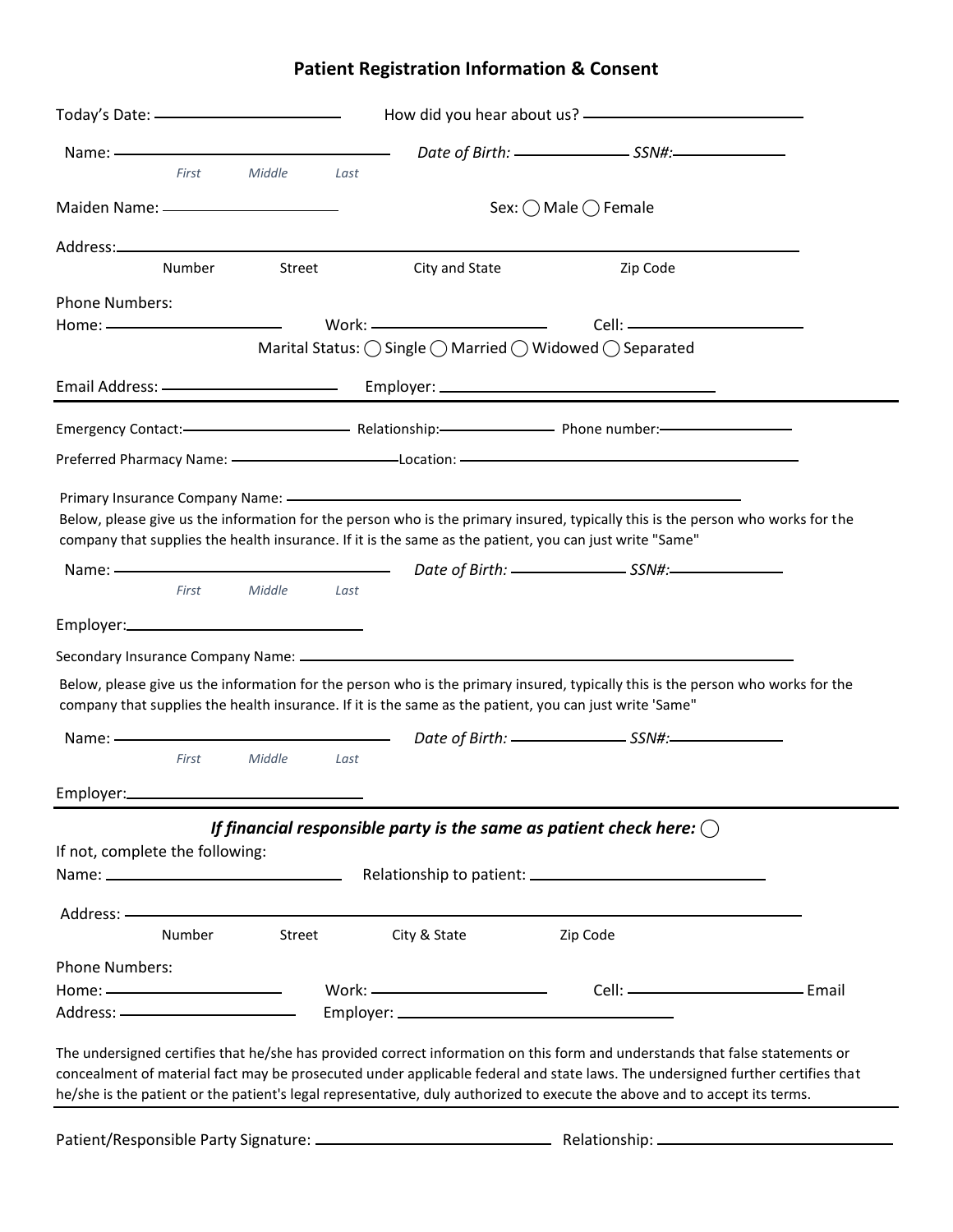# Patient Registration Information & Consent

Today's Date: ______________________ How did you hear about us? ______________________

Name: ______________________ *Date of Birth:* ______________ *SSN#:* ______________

First Middle Last

Maiden Name: ______________________ Sex: ◯ Male ◯ Female

Address: ____________________________________________________________

Number Street City and State Zip Code

Phone Numbers:

Home: ______________________ Work: ______________________ Cell: ______________________

Marital Status: ◯ Single ◯ Married ◯ Widowed ◯ Separated

Email Address: ______________________ Employer: ______________________

---

Emergency Contact: ______________________ Relationship: ______________ Phone number: ______________

Preferred Pharmacy Name: ______________________ Location: ______________________

Primary Insurance Company Name: ______________________________________________

Below, please give us the information for the person who is the primary insured, typically this is the person who works for the company that supplies the health insurance. If it is the same as the patient, you can just write "Same"

Name: ______________________ *Date of Birth:* ______________ *SSN#:* ______________

First Middle Last

Employer: ______________________

Secondary Insurance Company Name: ______________________________________________

Below, please give us the information for the person who is the primary insured, typically this is the person who works for the company that supplies the health insurance. If it is the same as the patient, you can just write 'Same"

Name: ______________________ *Date of Birth:* ______________ *SSN#:* ______________

First Middle Last

Employer: ______________________

---

***If financial responsible party is the same as patient check here:*** ◯

If not, complete the following:

Name: ______________________ Relationship to patient: ______________________

Address: ____________________________________________________________

Number Street City & State Zip Code

Phone Numbers:

Home: ______________________ Work: ______________________ Cell: ______________________ Email

Address: ______________________ Employer: ______________________

The undersigned certifies that he/she has provided correct information on this form and understands that false statements or concealment of material fact may be prosecuted under applicable federal and state laws. The undersigned further certifies that he/she is the patient or the patient's legal representative, duly authorized to execute the above and to accept its terms.

---

Patient/Responsible Party Signature: ______________________ Relationship: ______________________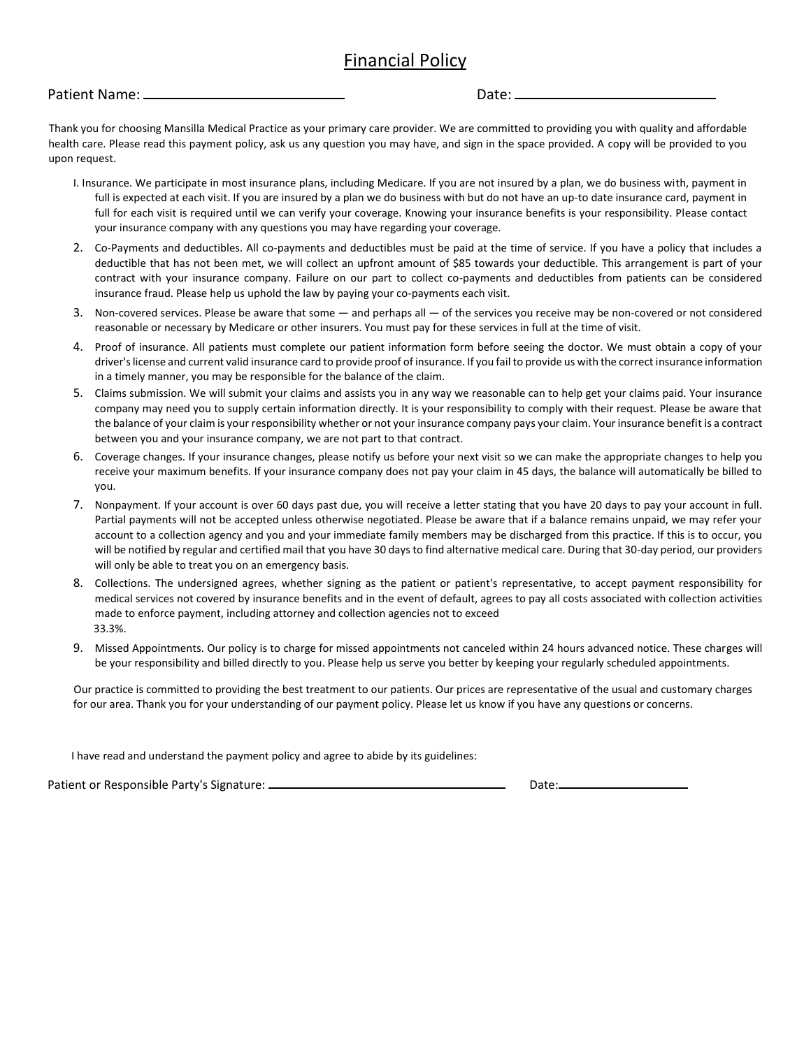# Financial Policy

Patient Name: ______________________________ Date: ______________________________

Thank you for choosing Mansilla Medical Practice as your primary care provider. We are committed to providing you with quality and affordable health care. Please read this payment policy, ask us any question you may have, and sign in the space provided. A copy will be provided to you upon request.

I. Insurance. We participate in most insurance plans, including Medicare. If you are not insured by a plan, we do business with, payment in full is expected at each visit. If you are insured by a plan we do business with but do not have an up-to date insurance card, payment in full for each visit is required until we can verify your coverage. Knowing your insurance benefits is your responsibility. Please contact your insurance company with any questions you may have regarding your coverage.

2. Co-Payments and deductibles. All co-payments and deductibles must be paid at the time of service. If you have a policy that includes a deductible that has not been met, we will collect an upfront amount of $85 towards your deductible. This arrangement is part of your contract with your insurance company. Failure on our part to collect co-payments and deductibles from patients can be considered insurance fraud. Please help us uphold the law by paying your co-payments each visit.

3. Non-covered services. Please be aware that some — and perhaps all — of the services you receive may be non-covered or not considered reasonable or necessary by Medicare or other insurers. You must pay for these services in full at the time of visit.

4. Proof of insurance. All patients must complete our patient information form before seeing the doctor. We must obtain a copy of your driver's license and current valid insurance card to provide proof of insurance. If you fail to provide us with the correct insurance information in a timely manner, you may be responsible for the balance of the claim.

5. Claims submission. We will submit your claims and assists you in any way we reasonable can to help get your claims paid. Your insurance company may need you to supply certain information directly. It is your responsibility to comply with their request. Please be aware that the balance of your claim is your responsibility whether or not your insurance company pays your claim. Your insurance benefit is a contract between you and your insurance company, we are not part to that contract.

6. Coverage changes. If your insurance changes, please notify us before your next visit so we can make the appropriate changes to help you receive your maximum benefits. If your insurance company does not pay your claim in 45 days, the balance will automatically be billed to you.

7. Nonpayment. If your account is over 60 days past due, you will receive a letter stating that you have 20 days to pay your account in full. Partial payments will not be accepted unless otherwise negotiated. Please be aware that if a balance remains unpaid, we may refer your account to a collection agency and you and your immediate family members may be discharged from this practice. If this is to occur, you will be notified by regular and certified mail that you have 30 days to find alternative medical care. During that 30-day period, our providers will only be able to treat you on an emergency basis.

8. Collections. The undersigned agrees, whether signing as the patient or patient's representative, to accept payment responsibility for medical services not covered by insurance benefits and in the event of default, agrees to pay all costs associated with collection activities made to enforce payment, including attorney and collection agencies not to exceed 33.3%.

9. Missed Appointments. Our policy is to charge for missed appointments not canceled within 24 hours advanced notice. These charges will be your responsibility and billed directly to you. Please help us serve you better by keeping your regularly scheduled appointments.

Our practice is committed to providing the best treatment to our patients. Our prices are representative of the usual and customary charges for our area. Thank you for your understanding of our payment policy. Please let us know if you have any questions or concerns.

I have read and understand the payment policy and agree to abide by its guidelines:

Patient or Responsible Party's Signature: ______________________________ Date: ____________________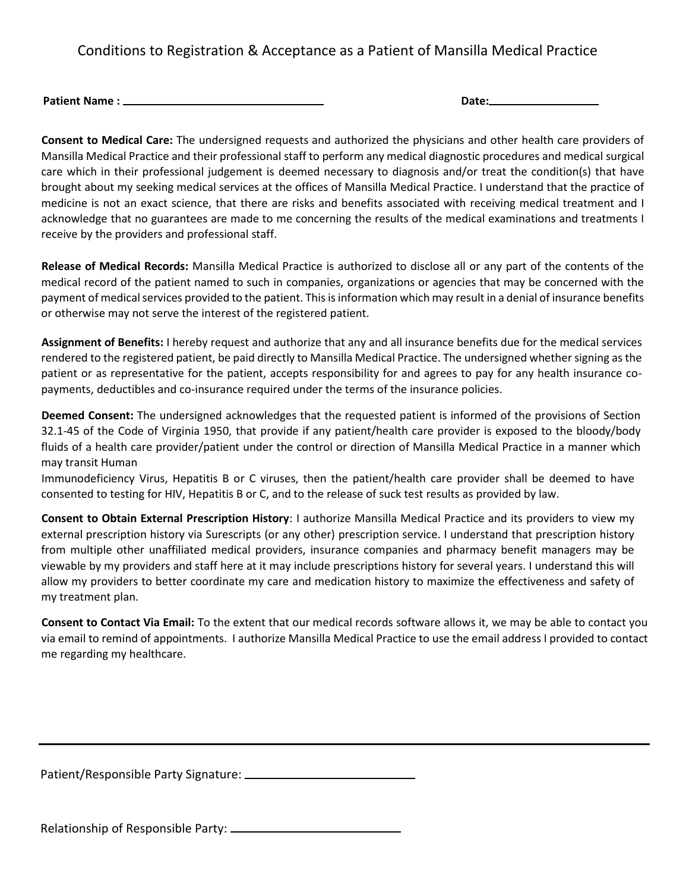# Conditions to Registration & Acceptance as a Patient of Mansilla Medical Practice

**Patient Name :** ______________________________ **Date:**________________

**Consent to Medical Care:** The undersigned requests and authorized the physicians and other health care providers of Mansilla Medical Practice and their professional staff to perform any medical diagnostic procedures and medical surgical care which in their professional judgement is deemed necessary to diagnosis and/or treat the condition(s) that have brought about my seeking medical services at the offices of Mansilla Medical Practice. I understand that the practice of medicine is not an exact science, that there are risks and benefits associated with receiving medical treatment and I acknowledge that no guarantees are made to me concerning the results of the medical examinations and treatments I receive by the providers and professional staff.

**Release of Medical Records:** Mansilla Medical Practice is authorized to disclose all or any part of the contents of the medical record of the patient named to such in companies, organizations or agencies that may be concerned with the payment of medical services provided to the patient. This is information which may result in a denial of insurance benefits or otherwise may not serve the interest of the registered patient.

**Assignment of Benefits:** I hereby request and authorize that any and all insurance benefits due for the medical services rendered to the registered patient, be paid directly to Mansilla Medical Practice. The undersigned whether signing as the patient or as representative for the patient, accepts responsibility for and agrees to pay for any health insurance co-payments, deductibles and co-insurance required under the terms of the insurance policies.

**Deemed Consent:** The undersigned acknowledges that the requested patient is informed of the provisions of Section 32.1-45 of the Code of Virginia 1950, that provide if any patient/health care provider is exposed to the bloody/body fluids of a health care provider/patient under the control or direction of Mansilla Medical Practice in a manner which may transit Human
Immunodeficiency Virus, Hepatitis B or C viruses, then the patient/health care provider shall be deemed to have consented to testing for HIV, Hepatitis B or C, and to the release of suck test results as provided by law.

**Consent to Obtain External Prescription History**: I authorize Mansilla Medical Practice and its providers to view my external prescription history via Surescripts (or any other) prescription service. I understand that prescription history from multiple other unaffiliated medical providers, insurance companies and pharmacy benefit managers may be viewable by my providers and staff here at it may include prescriptions history for several years. I understand this will allow my providers to better coordinate my care and medication history to maximize the effectiveness and safety of my treatment plan.

**Consent to Contact Via Email:** To the extent that our medical records software allows it, we may be able to contact you via email to remind of appointments. I authorize Mansilla Medical Practice to use the email address I provided to contact me regarding my healthcare.

---

Patient/Responsible Party Signature: ______________________________

Relationship of Responsible Party: ______________________________